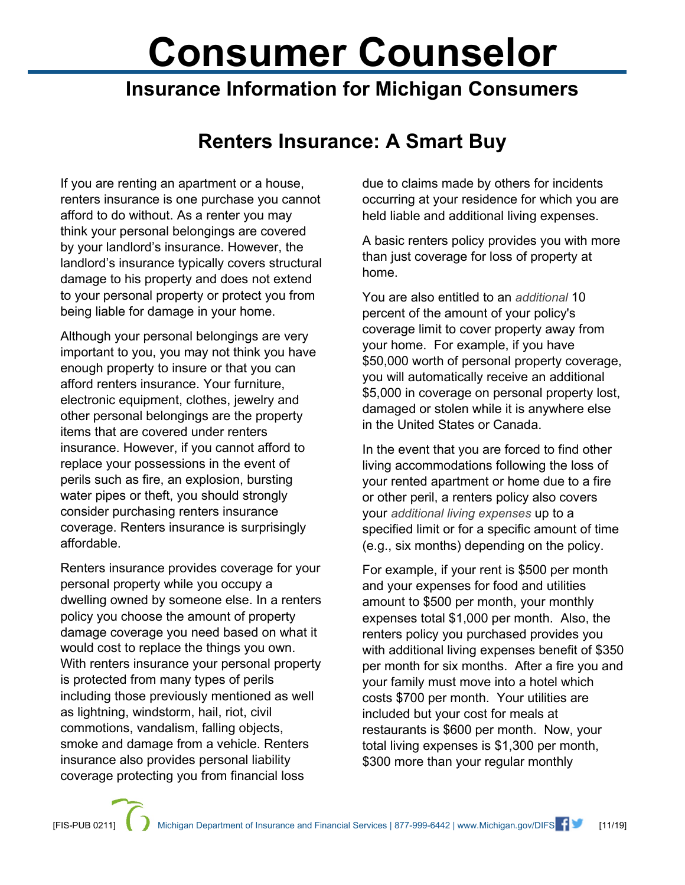# Consumer Counselor

## Insurance Information for Michigan Consumers

## Renters Insurance: A Smart Buy

If you are renting an apartment or a house, renters insurance is one purchase you cannot afford to do without. As a renter you may think your personal belongings are covered by your landlord's insurance. However, the landlord's insurance typically covers structural damage to his property and does not extend to your personal property or protect you from being liable for damage in your home.

Although your personal belongings are very important to you, you may not think you have enough property to insure or that you can afford renters insurance. Your furniture, electronic equipment, clothes, jewelry and other personal belongings are the property items that are covered under renters insurance. However, if you cannot afford to replace your possessions in the event of perils such as fire, an explosion, bursting water pipes or theft, you should strongly consider purchasing renters insurance coverage. Renters insurance is surprisingly affordable.

Renters insurance provides coverage for your personal property while you occupy a dwelling owned by someone else. In a renters policy you choose the amount of property damage coverage you need based on what it would cost to replace the things you own. With renters insurance your personal property is protected from many types of perils including those previously mentioned as well as lightning, windstorm, hail, riot, civil commotions, vandalism, falling objects, smoke and damage from a vehicle. Renters insurance also provides personal liability coverage protecting you from financial loss due to claims made by others for incidents occurring at your residence for which you are held liable and additional living expenses.

A basic renters policy provides you with more than just coverage for loss of property at home.

You are also entitled to an *additional* 10 percent of the amount of your policy's coverage limit to cover property away from your home. For example, if you have $50,000 worth of personal property coverage, you will automatically receive an additional $5,000 in coverage on personal property lost, damaged or stolen while it is anywhere else in the United States or Canada.

In the event that you are forced to find other living accommodations following the loss of your rented apartment or home due to a fire or other peril, a renters policy also covers your *additional living expenses* up to a specified limit or for a specific amount of time (e.g., six months) depending on the policy.

For example, if your rent is $500 per month and your expenses for food and utilities amount to $500 per month, your monthly expenses total $1,000 per month. Also, the renters policy you purchased provides you with additional living expenses benefit of $350 per month for six months. After a fire you and your family must move into a hotel which costs $700 per month. Your utilities are included but your cost for meals at restaurants is $600 per month. Now, your total living expenses is $1,300 per month, $300 more than your regular monthly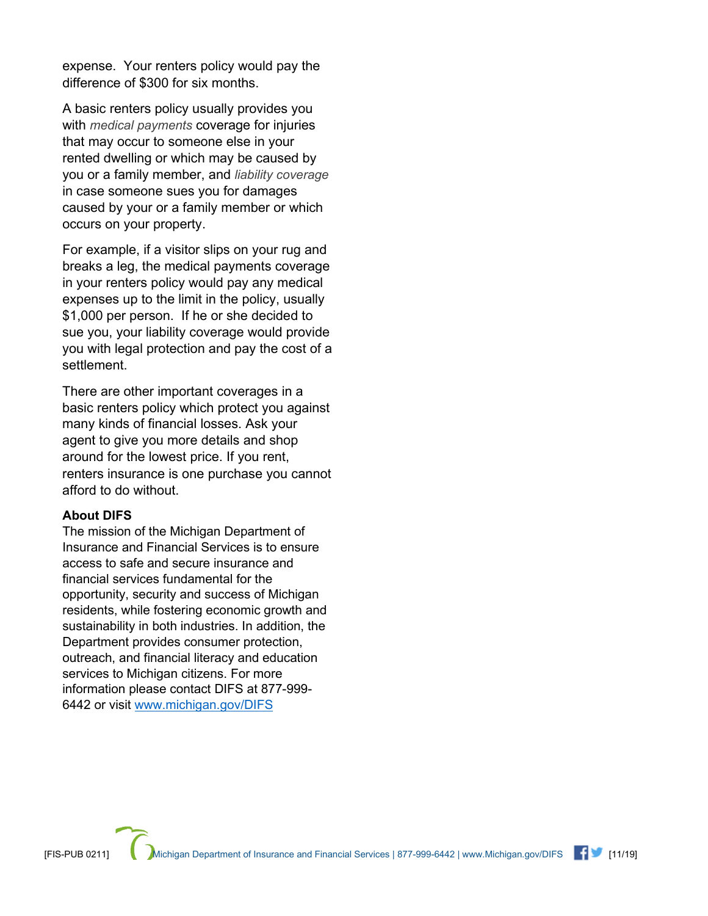expense. Your renters policy would pay the difference of $300 for six months.

A basic renters policy usually provides you with *medical payments* coverage for injuries that may occur to someone else in your rented dwelling or which may be caused by you or a family member, and *liability coverage* in case someone sues you for damages caused by your or a family member or which occurs on your property.

For example, if a visitor slips on your rug and breaks a leg, the medical payments coverage in your renters policy would pay any medical expenses up to the limit in the policy, usually $1,000 per person. If he or she decided to sue you, your liability coverage would provide you with legal protection and pay the cost of a settlement.

There are other important coverages in a basic renters policy which protect you against many kinds of financial losses. Ask your agent to give you more details and shop around for the lowest price. If you rent, renters insurance is one purchase you cannot afford to do without.

**About DIFS**
The mission of the Michigan Department of Insurance and Financial Services is to ensure access to safe and secure insurance and financial services fundamental for the opportunity, security and success of Michigan residents, while fostering economic growth and sustainability in both industries. In addition, the Department provides consumer protection, outreach, and financial literacy and education services to Michigan citizens. For more information please contact DIFS at 877-999-6442 or visit [www.michigan.gov/DIFS](http://www.michigan.gov/DIFS)